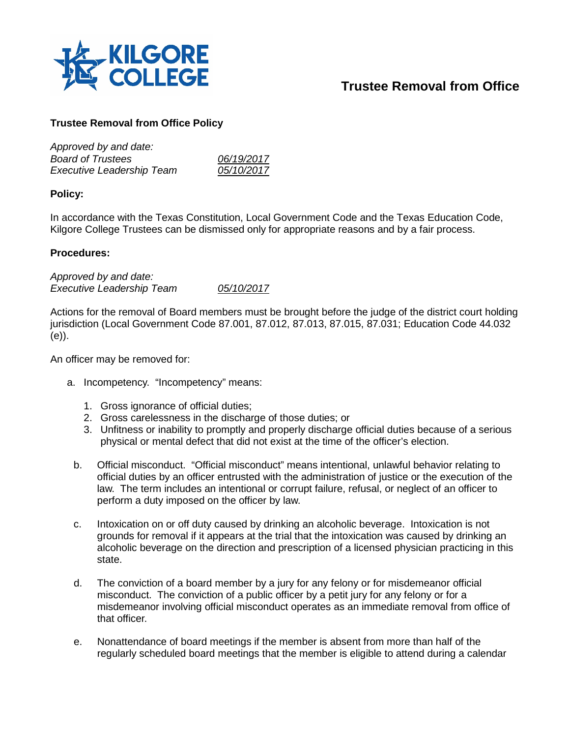# Trustee Removal from Office

## Trustee Removal from Office Policy

*Approved by and date:*

| | |
|---|---|
| *Board of Trustees* | *06/19/2017* |
| *Executive Leadership Team* | *05/10/2017* |

**Policy:**

In accordance with the Texas Constitution, Local Government Code and the Texas Education Code, Kilgore College Trustees can be dismissed only for appropriate reasons and by a fair process.

**Procedures:**

*Approved by and date:*

| | |
|---|---|
| *Executive Leadership Team* | *05/10/2017* |

Actions for the removal of Board members must be brought before the judge of the district court holding jurisdiction (Local Government Code 87.001, 87.012, 87.013, 87.015, 87.031; Education Code 44.032 (e)).

An officer may be removed for:

a. Incompetency. "Incompetency" means:
   1. Gross ignorance of official duties;
   2. Gross carelessness in the discharge of those duties; or
   3. Unfitness or inability to promptly and properly discharge official duties because of a serious physical or mental defect that did not exist at the time of the officer's election.

b. Official misconduct. "Official misconduct" means intentional, unlawful behavior relating to official duties by an officer entrusted with the administration of justice or the execution of the law. The term includes an intentional or corrupt failure, refusal, or neglect of an officer to perform a duty imposed on the officer by law.

c. Intoxication on or off duty caused by drinking an alcoholic beverage. Intoxication is not grounds for removal if it appears at the trial that the intoxication was caused by drinking an alcoholic beverage on the direction and prescription of a licensed physician practicing in this state.

d. The conviction of a board member by a jury for any felony or for misdemeanor official misconduct. The conviction of a public officer by a petit jury for any felony or for a misdemeanor involving official misconduct operates as an immediate removal from office of that officer.

e. Nonattendance of board meetings if the member is absent from more than half of the regularly scheduled board meetings that the member is eligible to attend during a calendar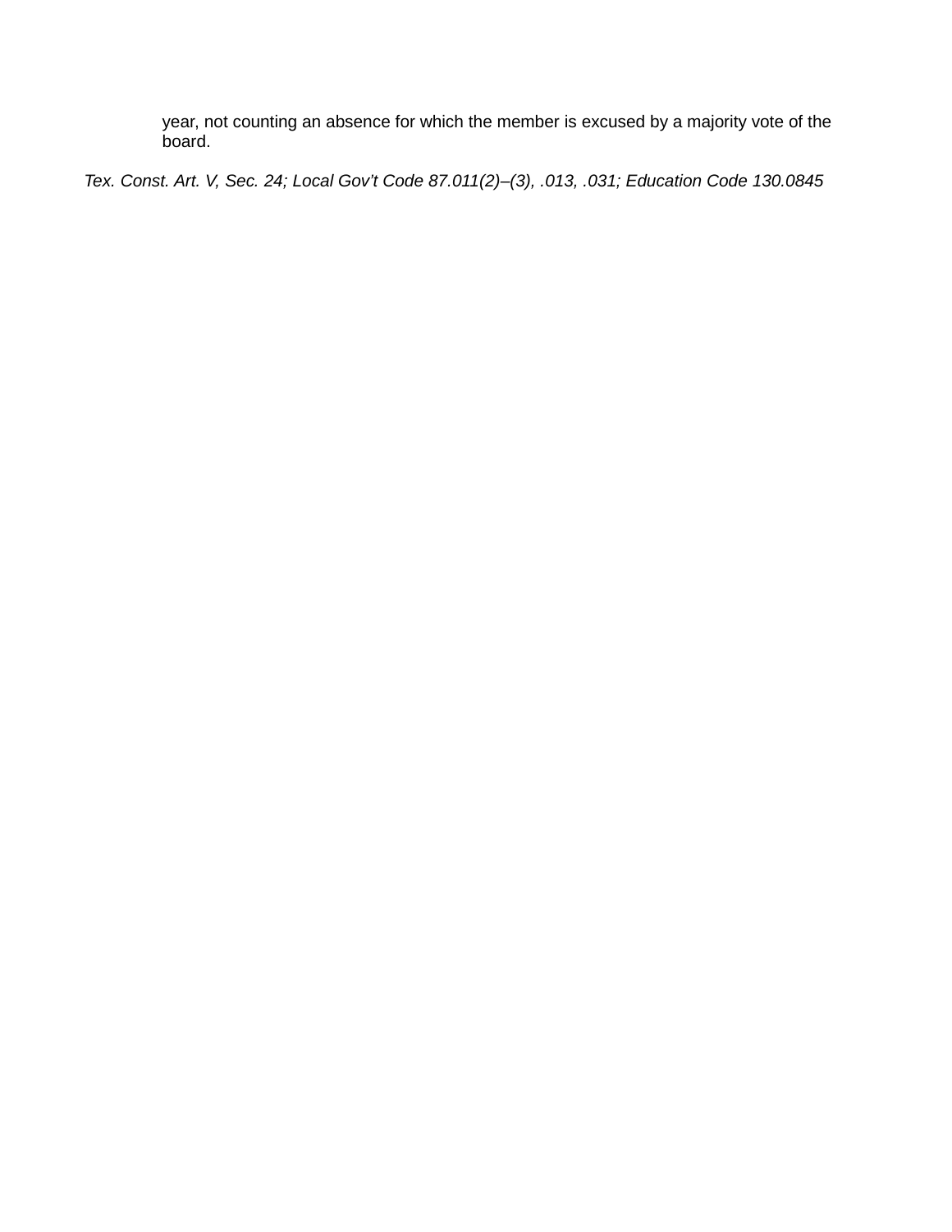year, not counting an absence for which the member is excused by a majority vote of the board.

*Tex. Const. Art. V, Sec. 24; Local Gov't Code 87.011(2)–(3), .013, .031; Education Code 130.0845*